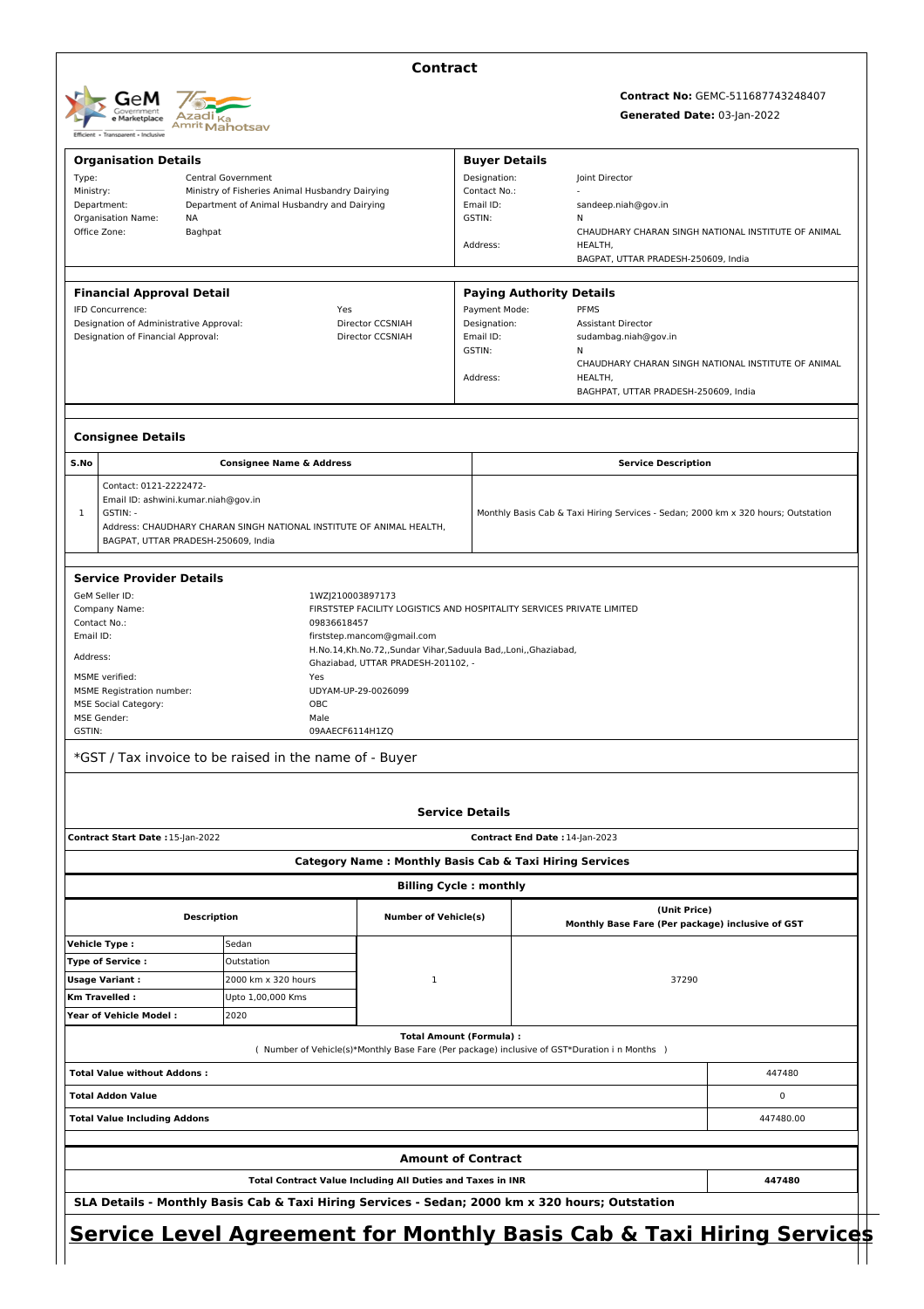# Contract

GeM Government e Marketplace — Efficient • Transparent • Inclusive

Azadi Ka Amrit Mahotsav

**Contract No:** GEMC-511687743248407

**Generated Date:** 03-Jan-2022

| **Organisation Details** | | **Buyer Details** | |
|---|---|---|---|
| Type: | Central Government | Designation: | Joint Director |
| Ministry: | Ministry of Fisheries Animal Husbandry Dairying | Contact No.: | - |
| Department: | Department of Animal Husbandry and Dairying | Email ID: | sandeep.niah@gov.in |
| Organisation Name: | NA | GSTIN: | N |
| Office Zone: | Baghpat | Address: | CHAUDHARY CHARAN SINGH NATIONAL INSTITUTE OF ANIMAL HEALTH, BAGPAT, UTTAR PRADESH-250609, India |

| **Financial Approval Detail** | | **Paying Authority Details** | |
|---|---|---|---|
| IFD Concurrence: | Yes | Payment Mode: | PFMS |
| Designation of Administrative Approval: | Director CCSNIAH | Designation: | Assistant Director |
| Designation of Financial Approval: | Director CCSNIAH | Email ID: | sudambag.niah@gov.in |
| | | GSTIN: | N |
| | | Address: | CHAUDHARY CHARAN SINGH NATIONAL INSTITUTE OF ANIMAL HEALTH, BAGPAT, UTTAR PRADESH-250609, India |

### Consignee Details

| S.No | Consignee Name & Address | Service Description |
|---|---|---|
| 1 | Contact: 0121-2222472-<br>Email ID: ashwini.kumar.niah@gov.in<br>GSTIN: -<br>Address: CHAUDHARY CHARAN SINGH NATIONAL INSTITUTE OF ANIMAL HEALTH, BAGPAT, UTTAR PRADESH-250609, India | Monthly Basis Cab & Taxi Hiring Services - Sedan; 2000 km x 320 hours; Outstation |

### Service Provider Details

| | |
|---|---|
| GeM Seller ID: | 1WZJ210003897173 |
| Company Name: | FIRSTSTEP FACILITY LOGISTICS AND HOSPITALITY SERVICES PRIVATE LIMITED |
| Contact No.: | 09836618457 |
| Email ID: | firststep.mancom@gmail.com |
| Address: | H.No.14,Kh.No.72,,Sundar Vihar,Saduula Bad,,Loni,,Ghaziabad, Ghaziabad, UTTAR PRADESH-201102, - |
| MSME verified: | Yes |
| MSME Registration number: | UDYAM-UP-29-0026099 |
| MSE Social Category: | OBC |
| MSE Gender: | Male |
| GSTIN: | 09AAECF6114H1ZQ |

*GST / Tax invoice to be raised in the name of - Buyer

### Service Details

**Contract Start Date :** 15-Jan-2022 **Contract End Date :** 14-Jan-2023

**Category Name : Monthly Basis Cab & Taxi Hiring Services**

**Billing Cycle : monthly**

| Description | | Number of Vehicle(s) | (Unit Price) Monthly Base Fare (Per package) inclusive of GST |
|---|---|---|---|
| **Vehicle Type :** | Sedan | 1 | 37290 |
| **Type of Service :** | Outstation | | |
| **Usage Variant :** | 2000 km x 320 hours | | |
| **Km Travelled :** | Upto 1,00,000 Kms | | |
| **Year of Vehicle Model :** | 2020 | | |

**Total Amount (Formula) :**
( Number of Vehicle(s)*Monthly Base Fare (Per package) inclusive of GST*Duration i n Months )

| | |
|---|---|
| **Total Value without Addons :** | 447480 |
| **Total Addon Value** | 0 |
| **Total Value Including Addons** | 447480.00 |

### Amount of Contract

| | |
|---|---|
| **Total Contract Value Including All Duties and Taxes in INR** | **447480** |

**SLA Details - Monthly Basis Cab & Taxi Hiring Services - Sedan; 2000 km x 320 hours; Outstation**

# Service Level Agreement for Monthly Basis Cab & Taxi Hiring Services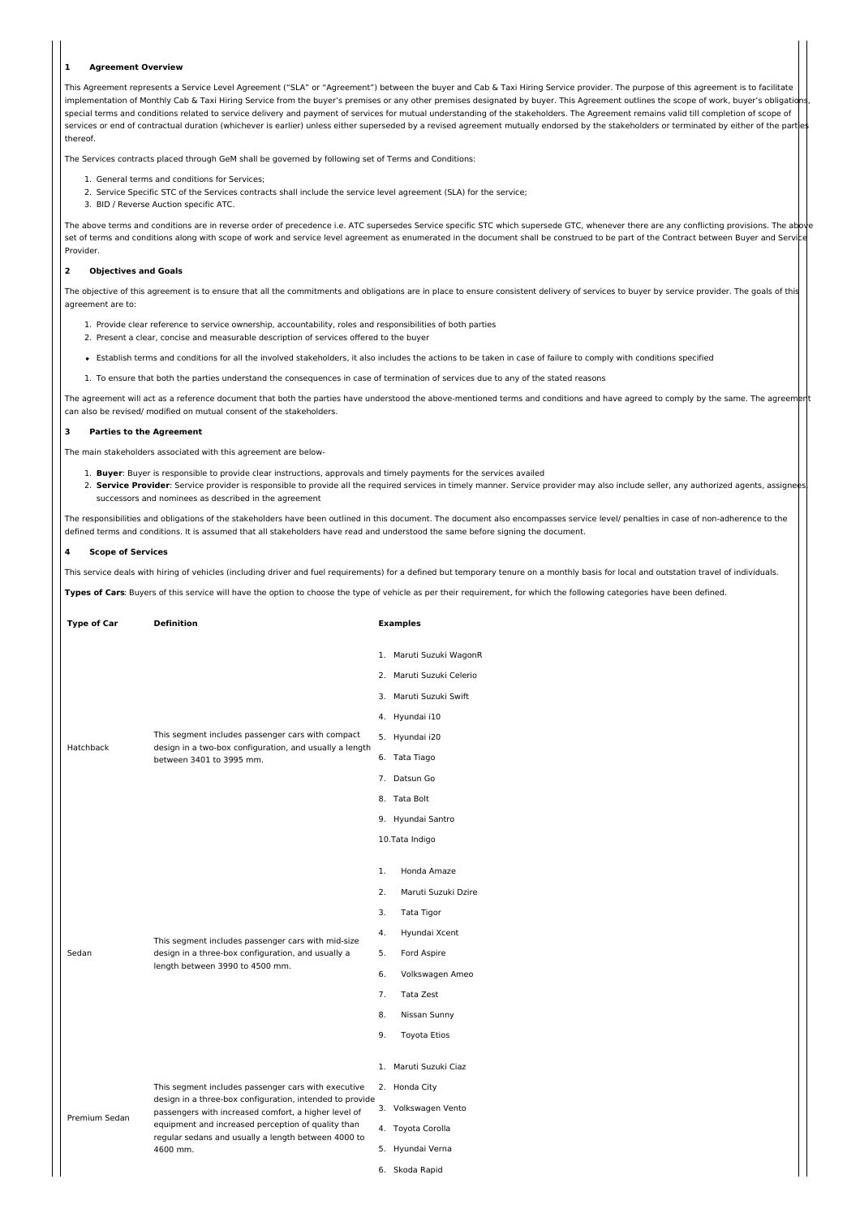## 1 Agreement Overview

This Agreement represents a Service Level Agreement ("SLA" or "Agreement") between the buyer and Cab & Taxi Hiring Service provider. The purpose of this agreement is to facilitate implementation of Monthly Cab & Taxi Hiring Service from the buyer's premises or any other premises designated by buyer. This Agreement outlines the scope of work, buyer's obligations, special terms and conditions related to service delivery and payment of services for mutual understanding of the stakeholders. The Agreement remains valid till completion of scope of services or end of contractual duration (whichever is earlier) unless either superseded by a revised agreement mutually endorsed by the stakeholders or terminated by either of the parties thereof.

The Services contracts placed through GeM shall be governed by following set of Terms and Conditions:

1. General terms and conditions for Services;
2. Service Specific STC of the Services contracts shall include the service level agreement (SLA) for the service;
3. BID / Reverse Auction specific ATC.

The above terms and conditions are in reverse order of precedence i.e. ATC supersedes Service specific STC which supersede GTC, whenever there are any conflicting provisions. The above set of terms and conditions along with scope of work and service level agreement as enumerated in the document shall be construed to be part of the Contract between Buyer and Service Provider.

## 2 Objectives and Goals

The objective of this agreement is to ensure that all the commitments and obligations are in place to ensure consistent delivery of services to buyer by service provider. The goals of this agreement are to:

1. Provide clear reference to service ownership, accountability, roles and responsibilities of both parties
2. Present a clear, concise and measurable description of services offered to the buyer

- Establish terms and conditions for all the involved stakeholders, it also includes the actions to be taken in case of failure to comply with conditions specified

1. To ensure that both the parties understand the consequences in case of termination of services due to any of the stated reasons

The agreement will act as a reference document that both the parties have understood the above-mentioned terms and conditions and have agreed to comply by the same. The agreement can also be revised/ modified on mutual consent of the stakeholders.

## 3 Parties to the Agreement

The main stakeholders associated with this agreement are below-

1. **Buyer**: Buyer is responsible to provide clear instructions, approvals and timely payments for the services availed
2. **Service Provider**: Service provider is responsible to provide all the required services in timely manner. Service provider may also include seller, any authorized agents, assignees, successors and nominees as described in the agreement

The responsibilities and obligations of the stakeholders have been outlined in this document. The document also encompasses service level/ penalties in case of non-adherence to the defined terms and conditions. It is assumed that all stakeholders have read and understood the same before signing the document.

## 4 Scope of Services

This service deals with hiring of vehicles (including driver and fuel requirements) for a defined but temporary tenure on a monthly basis for local and outstation travel of individuals.

**Types of Cars**: Buyers of this service will have the option to choose the type of vehicle as per their requirement, for which the following categories have been defined.

| Type of Car | Definition | Examples |
|---|---|---|
| Hatchback | This segment includes passenger cars with compact design in a two-box configuration, and usually a length between 3401 to 3995 mm. | 1. Maruti Suzuki WagonR<br>2. Maruti Suzuki Celerio<br>3. Maruti Suzuki Swift<br>4. Hyundai i10<br>5. Hyundai i20<br>6. Tata Tiago<br>7. Datsun Go<br>8. Tata Bolt<br>9. Hyundai Santro<br>10.Tata Indigo |
| Sedan | This segment includes passenger cars with mid-size design in a three-box configuration, and usually a length between 3990 to 4500 mm. | 1. Honda Amaze<br>2. Maruti Suzuki Dzire<br>3. Tata Tigor<br>4. Hyundai Xcent<br>5. Ford Aspire<br>6. Volkswagen Ameo<br>7. Tata Zest<br>8. Nissan Sunny<br>9. Toyota Etios |
| Premium Sedan | This segment includes passenger cars with executive design in a three-box configuration, intended to provide passengers with increased comfort, a higher level of equipment and increased perception of quality than regular sedans and usually a length between 4000 to 4600 mm. | 1. Maruti Suzuki Ciaz<br>2. Honda City<br>3. Volkswagen Vento<br>4. Toyota Corolla<br>5. Hyundai Verna<br>6. Skoda Rapid |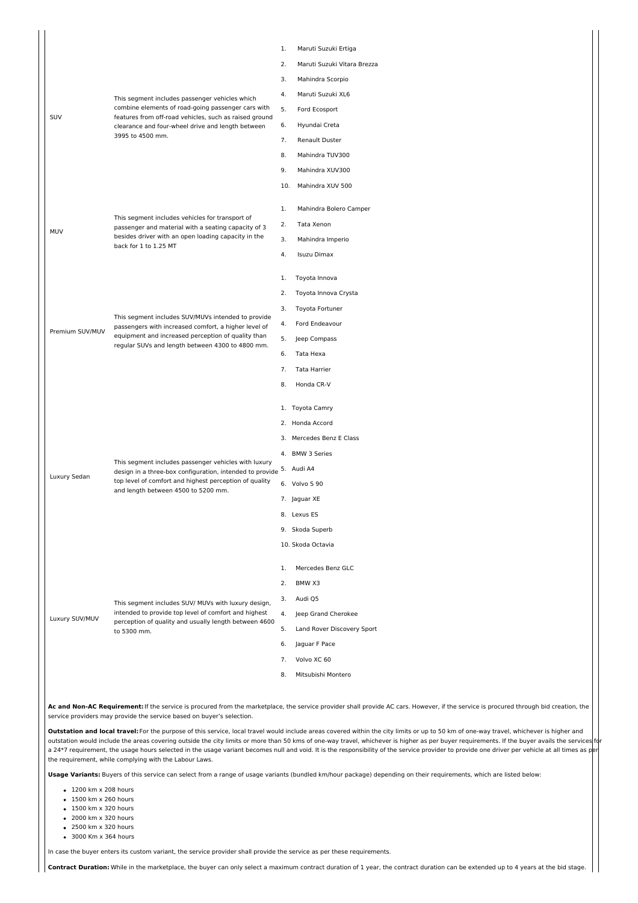| | | |
|---|---|---|
| SUV | This segment includes passenger vehicles which combine elements of road-going passenger cars with features from off-road vehicles, such as raised ground clearance and four-wheel drive and length between 3995 to 4500 mm. | 1. Maruti Suzuki Ertiga<br>2. Maruti Suzuki Vitara Brezza<br>3. Mahindra Scorpio<br>4. Maruti Suzuki XL6<br>5. Ford Ecosport<br>6. Hyundai Creta<br>7. Renault Duster<br>8. Mahindra TUV300<br>9. Mahindra XUV300<br>10. Mahindra XUV 500 |
| MUV | This segment includes vehicles for transport of passenger and material with a seating capacity of 3 besides driver with an open loading capacity in the back for 1 to 1.25 MT | 1. Mahindra Bolero Camper<br>2. Tata Xenon<br>3. Mahindra Imperio<br>4. Isuzu Dimax |
| Premium SUV/MUV | This segment includes SUV/MUVs intended to provide passengers with increased comfort, a higher level of equipment and increased perception of quality than regular SUVs and length between 4300 to 4800 mm. | 1. Toyota Innova<br>2. Toyota Innova Crysta<br>3. Toyota Fortuner<br>4. Ford Endeavour<br>5. Jeep Compass<br>6. Tata Hexa<br>7. Tata Harrier<br>8. Honda CR-V |
| Luxury Sedan | This segment includes passenger vehicles with luxury design in a three-box configuration, intended to provide top level of comfort and highest perception of quality and length between 4500 to 5200 mm. | 1. Toyota Camry<br>2. Honda Accord<br>3. Mercedes Benz E Class<br>4. BMW 3 Series<br>5. Audi A4<br>6. Volvo S 90<br>7. Jaguar XE<br>8. Lexus ES<br>9. Skoda Superb<br>10. Skoda Octavia |
| Luxury SUV/MUV | This segment includes SUV/ MUVs with luxury design, intended to provide top level of comfort and highest perception of quality and usually length between 4600 to 5300 mm. | 1. Mercedes Benz GLC<br>2. BMW X3<br>3. Audi Q5<br>4. Jeep Grand Cherokee<br>5. Land Rover Discovery Sport<br>6. Jaguar F Pace<br>7. Volvo XC 60<br>8. Mitsubishi Montero |

**Ac and Non-AC Requirement:** If the service is procured from the marketplace, the service provider shall provide AC cars. However, if the service is procured through bid creation, the service providers may provide the service based on buyer's selection.

**Outstation and local travel:** For the purpose of this service, local travel would include areas covered within the city limits or up to 50 km of one-way travel, whichever is higher and outstation would include the areas covering outside the city limits or more than 50 kms of one-way travel, whichever is higher as per buyer requirements. If the buyer avails the services for a 24*7 requirement, the usage hours selected in the usage variant becomes null and void. It is the responsibility of the service provider to provide one driver per vehicle at all times as per the requirement, while complying with the Labour Laws.

**Usage Variants:** Buyers of this service can select from a range of usage variants (bundled km/hour package) depending on their requirements, which are listed below:

- 1200 km x 208 hours
- 1500 km x 260 hours
- 1500 km x 320 hours
- 2000 km x 320 hours
- 2500 km x 320 hours
- 3000 Km x 364 hours

In case the buyer enters its custom variant, the service provider shall provide the service as per these requirements.

**Contract Duration:** While in the marketplace, the buyer can only select a maximum contract duration of 1 year, the contract duration can be extended up to 4 years at the bid stage.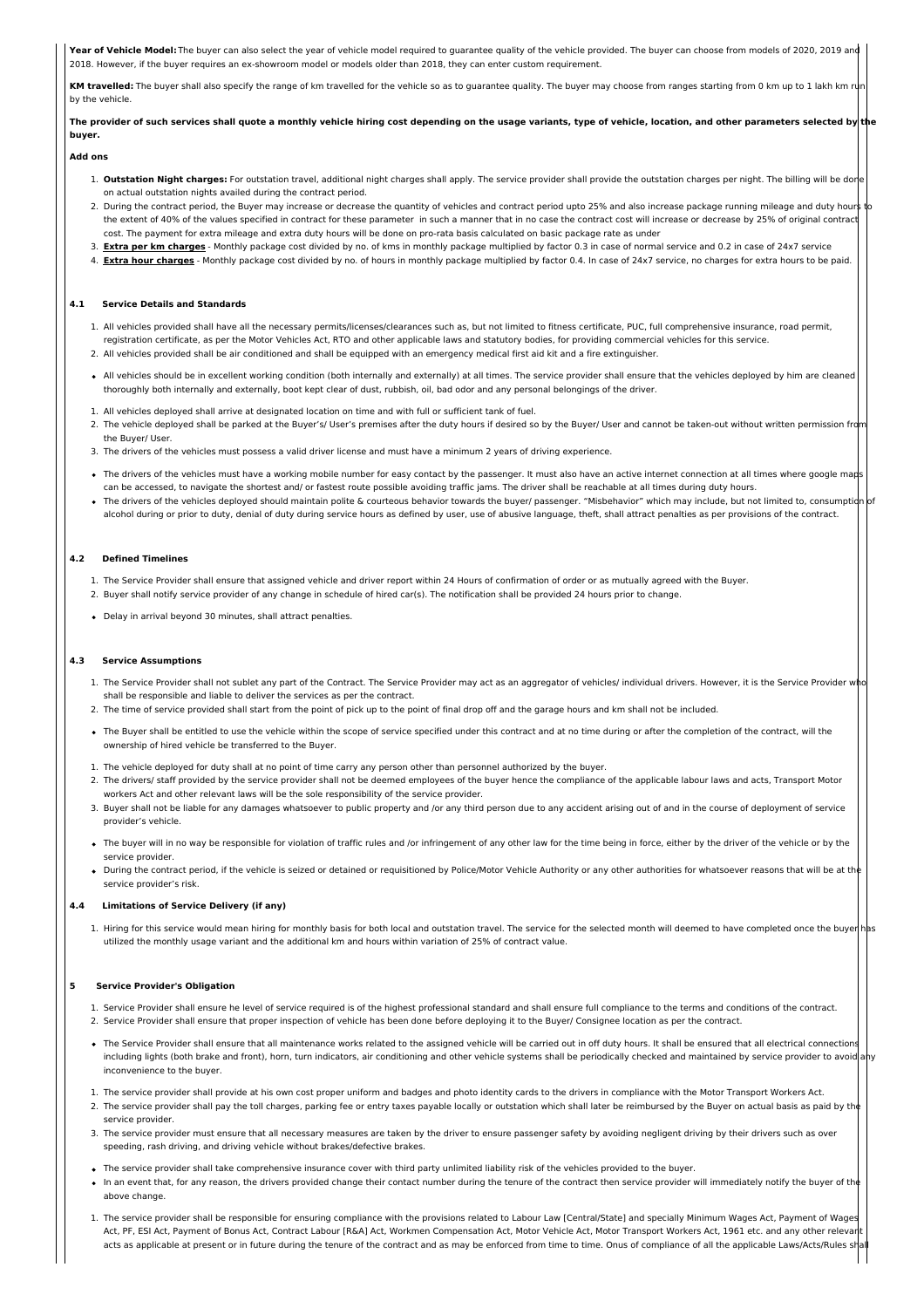**Year of Vehicle Model:** The buyer can also select the year of vehicle model required to guarantee quality of the vehicle provided. The buyer can choose from models of 2020, 2019 and 2018. However, if the buyer requires an ex-showroom model or models older than 2018, they can enter custom requirement.

**KM travelled:** The buyer shall also specify the range of km travelled for the vehicle so as to guarantee quality. The buyer may choose from ranges starting from 0 km up to 1 lakh km run by the vehicle.

**The provider of such services shall quote a monthly vehicle hiring cost depending on the usage variants, type of vehicle, location, and other parameters selected by the buyer.**

**Add ons**

1. **Outstation Night charges:** For outstation travel, additional night charges shall apply. The service provider shall provide the outstation charges per night. The billing will be done on actual outstation nights availed during the contract period.
2. During the contract period, the Buyer may increase or decrease the quantity of vehicles and contract period upto 25% and also increase package running mileage and duty hours to the extent of 40% of the values specified in contract for these parameter in such a manner that in no case the contract cost will increase or decrease by 25% of original contract cost. The payment for extra mileage and extra duty hours will be done on pro-rata basis calculated on basic package rate as under
3. **Extra per km charges** - Monthly package cost divided by no. of kms in monthly package multiplied by factor 0.3 in case of normal service and 0.2 in case of 24x7 service
4. **Extra hour charges** - Monthly package cost divided by no. of hours in monthly package multiplied by factor 0.4. In case of 24x7 service, no charges for extra hours to be paid.

#### 4.1 Service Details and Standards

1. All vehicles provided shall have all the necessary permits/licenses/clearances such as, but not limited to fitness certificate, PUC, full comprehensive insurance, road permit, registration certificate, as per the Motor Vehicles Act, RTO and other applicable laws and statutory bodies, for providing commercial vehicles for this service.
2. All vehicles provided shall be air conditioned and shall be equipped with an emergency medical first aid kit and a fire extinguisher.

- All vehicles should be in excellent working condition (both internally and externally) at all times. The service provider shall ensure that the vehicles deployed by him are cleaned thoroughly both internally and externally, boot kept clear of dust, rubbish, oil, bad odor and any personal belongings of the driver.

1. All vehicles deployed shall arrive at designated location on time and with full or sufficient tank of fuel.
2. The vehicle deployed shall be parked at the Buyer's/ User's premises after the duty hours if desired so by the Buyer/ User and cannot be taken-out without written permission from the Buyer/ User.
3. The drivers of the vehicles must possess a valid driver license and must have a minimum 2 years of driving experience.

- The drivers of the vehicles must have a working mobile number for easy contact by the passenger. It must also have an active internet connection at all times where google maps can be accessed, to navigate the shortest and/ or fastest route possible avoiding traffic jams. The driver shall be reachable at all times during duty hours.
- The drivers of the vehicles deployed should maintain polite & courteous behavior towards the buyer/ passenger. "Misbehavior" which may include, but not limited to, consumption of alcohol during or prior to duty, denial of duty during service hours as defined by user, use of abusive language, theft, shall attract penalties as per provisions of the contract.

#### 4.2 Defined Timelines

1. The Service Provider shall ensure that assigned vehicle and driver report within 24 Hours of confirmation of order or as mutually agreed with the Buyer.
2. Buyer shall notify service provider of any change in schedule of hired car(s). The notification shall be provided 24 hours prior to change.

- Delay in arrival beyond 30 minutes, shall attract penalties.

#### 4.3 Service Assumptions

1. The Service Provider shall not sublet any part of the Contract. The Service Provider may act as an aggregator of vehicles/ individual drivers. However, it is the Service Provider who shall be responsible and liable to deliver the services as per the contract.
2. The time of service provided shall start from the point of pick up to the point of final drop off and the garage hours and km shall not be included.

- The Buyer shall be entitled to use the vehicle within the scope of service specified under this contract and at no time during or after the completion of the contract, will the ownership of hired vehicle be transferred to the Buyer.

1. The vehicle deployed for duty shall at no point of time carry any person other than personnel authorized by the buyer.
2. The drivers/ staff provided by the service provider shall not be deemed employees of the buyer hence the compliance of the applicable labour laws and acts, Transport Motor workers Act and other relevant laws will be the sole responsibility of the service provider.
3. Buyer shall not be liable for any damages whatsoever to public property and /or any third person due to any accident arising out of and in the course of deployment of service provider's vehicle.

- The buyer will in no way be responsible for violation of traffic rules and /or infringement of any other law for the time being in force, either by the driver of the vehicle or by the service provider.
- During the contract period, if the vehicle is seized or detained or requisitioned by Police/Motor Vehicle Authority or any other authorities for whatsoever reasons that will be at the service provider's risk.

#### 4.4 Limitations of Service Delivery (if any)

1. Hiring for this service would mean hiring for monthly basis for both local and outstation travel. The service for the selected month will deemed to have completed once the buyer has utilized the monthly usage variant and the additional km and hours within variation of 25% of contract value.

#### 5 Service Provider's Obligation

1. Service Provider shall ensure he level of service required is of the highest professional standard and shall ensure full compliance to the terms and conditions of the contract.
2. Service Provider shall ensure that proper inspection of vehicle has been done before deploying it to the Buyer/ Consignee location as per the contract.

- The Service Provider shall ensure that all maintenance works related to the assigned vehicle will be carried out in off duty hours. It shall be ensured that all electrical connections including lights (both brake and front), horn, turn indicators, air conditioning and other vehicle systems shall be periodically checked and maintained by service provider to avoid any inconvenience to the buyer.

1. The service provider shall provide at his own cost proper uniform and badges and photo identity cards to the drivers in compliance with the Motor Transport Workers Act.
2. The service provider shall pay the toll charges, parking fee or entry taxes payable locally or outstation which shall later be reimbursed by the Buyer on actual basis as paid by the service provider.
3. The service provider must ensure that all necessary measures are taken by the driver to ensure passenger safety by avoiding negligent driving by their drivers such as over speeding, rash driving, and driving vehicle without brakes/defective brakes.

- The service provider shall take comprehensive insurance cover with third party unlimited liability risk of the vehicles provided to the buyer.
- In an event that, for any reason, the drivers provided change their contact number during the tenure of the contract then service provider will immediately notify the buyer of the above change.

1. The service provider shall be responsible for ensuring compliance with the provisions related to Labour Law [Central/State] and specially Minimum Wages Act, Payment of Wages Act, PF, ESI Act, Payment of Bonus Act, Contract Labour [R&A] Act, Workmen Compensation Act, Motor Vehicle Act, Motor Transport Workers Act, 1961 etc. and any other relevant acts as applicable at present or in future during the tenure of the contract and as may be enforced from time to time. Onus of compliance of all the applicable Laws/Acts/Rules shall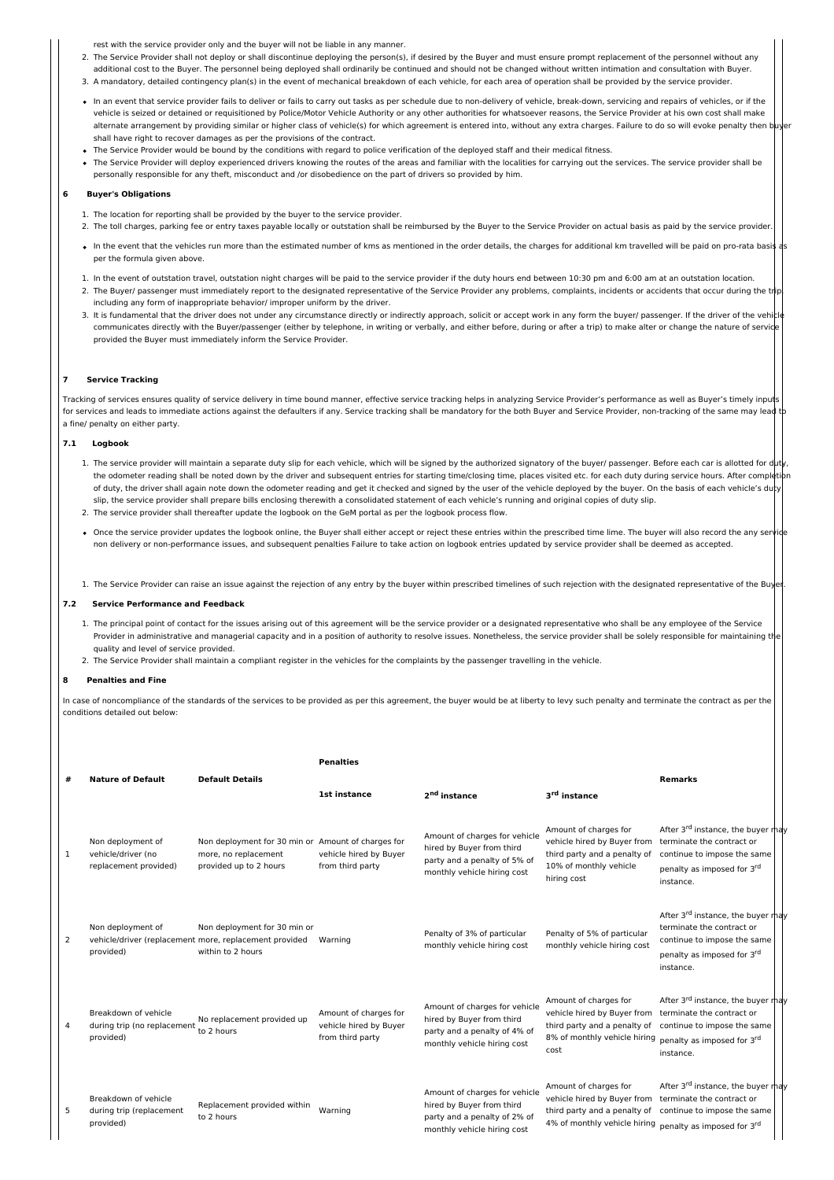rest with the service provider only and the buyer will not be liable in any manner.

2. The Service Provider shall not deploy or shall discontinue deploying the person(s), if desired by the Buyer and must ensure prompt replacement of the personnel without any additional cost to the Buyer. The personnel being deployed shall ordinarily be continued and should not be changed without written intimation and consultation with Buyer.
3. A mandatory, detailed contingency plan(s) in the event of mechanical breakdown of each vehicle, for each area of operation shall be provided by the service provider.

- In an event that service provider fails to deliver or fails to carry out tasks as per schedule due to non-delivery of vehicle, break-down, servicing and repairs of vehicles, or if the vehicle is seized or detained or requisitioned by Police/Motor Vehicle Authority or any other authorities for whatsoever reasons, the Service Provider at his own cost shall make alternate arrangement by providing similar or higher class of vehicle(s) for which agreement is entered into, without any extra charges. Failure to do so will evoke penalty then buyer shall have right to recover damages as per the provisions of the contract.
- The Service Provider would be bound by the conditions with regard to police verification of the deployed staff and their medical fitness.
- The Service Provider will deploy experienced drivers knowing the routes of the areas and familiar with the localities for carrying out the services. The service provider shall be personally responsible for any theft, misconduct and /or disobedience on the part of drivers so provided by him.

### 6 Buyer's Obligations

1. The location for reporting shall be provided by the buyer to the service provider.
2. The toll charges, parking fee or entry taxes payable locally or outstation shall be reimbursed by the Buyer to the Service Provider on actual basis as paid by the service provider.

- In the event that the vehicles run more than the estimated number of kms as mentioned in the order details, the charges for additional km travelled will be paid on pro-rata basis as per the formula given above.

1. In the event of outstation travel, outstation night charges will be paid to the service provider if the duty hours end between 10:30 pm and 6:00 am at an outstation location.
2. The Buyer/ passenger must immediately report to the designated representative of the Service Provider any problems, complaints, incidents or accidents that occur during the trip, including any form of inappropriate behavior/ improper uniform by the driver.
3. It is fundamental that the driver does not under any circumstance directly or indirectly approach, solicit or accept work in any form the buyer/ passenger. If the driver of the vehicle communicates directly with the Buyer/passenger (either by telephone, in writing or verbally, and either before, during or after a trip) to make alter or change the nature of service provided the Buyer must immediately inform the Service Provider.

### 7 Service Tracking

Tracking of services ensures quality of service delivery in time bound manner, effective service tracking helps in analyzing Service Provider's performance as well as Buyer's timely inputs for services and leads to immediate actions against the defaulters if any. Service tracking shall be mandatory for the both Buyer and Service Provider, non-tracking of the same may lead to a fine/ penalty on either party.

#### 7.1 Logbook

1. The service provider will maintain a separate duty slip for each vehicle, which will be signed by the authorized signatory of the buyer/ passenger. Before each car is allotted for duty, the odometer reading shall be noted down by the driver and subsequent entries for starting time/closing time, places visited etc. for each duty during service hours. After completion of duty, the driver shall again note down the odometer reading and get it checked and signed by the user of the vehicle deployed by the buyer. On the basis of each vehicle's duty slip, the service provider shall prepare bills enclosing therewith a consolidated statement of each vehicle's running and original copies of duty slip.
2. The service provider shall thereafter update the logbook on the GeM portal as per the logbook process flow.

- Once the service provider updates the logbook online, the Buyer shall either accept or reject these entries within the prescribed time lime. The buyer will also record the any service non delivery or non-performance issues, and subsequent penalties Failure to take action on logbook entries updated by service provider shall be deemed as accepted.

1. The Service Provider can raise an issue against the rejection of any entry by the buyer within prescribed timelines of such rejection with the designated representative of the Buyer.

#### 7.2 Service Performance and Feedback

1. The principal point of contact for the issues arising out of this agreement will be the service provider or a designated representative who shall be any employee of the Service Provider in administrative and managerial capacity and in a position of authority to resolve issues. Nonetheless, the service provider shall be solely responsible for maintaining the quality and level of service provided.
2. The Service Provider shall maintain a compliant register in the vehicles for the complaints by the passenger travelling in the vehicle.

### 8 Penalties and Fine

In case of noncompliance of the standards of the services to be provided as per this agreement, the buyer would be at liberty to levy such penalty and terminate the contract as per the conditions detailed out below:

| # | Nature of Default | Default Details | Penalties | | | Remarks |
|---|---|---|---|---|---|---|
| | | | 1st instance | 2nd instance | 3rd instance | |
| 1 | Non deployment of vehicle/driver (no replacement provided) | Non deployment for 30 min or more, no replacement provided up to 2 hours | Amount of charges for vehicle hired by Buyer from third party | Amount of charges for vehicle hired by Buyer from third party and a penalty of 5% of monthly vehicle hiring cost | Amount of charges for vehicle hired by Buyer from third party and a penalty of 10% of monthly vehicle hiring cost | After 3rd instance, the buyer may terminate the contract or continue to impose the same penalty as imposed for 3rd instance. |
| 2 | Non deployment of vehicle/driver (replacement provided) | Non deployment for 30 min or more, replacement provided within to 2 hours | Warning | Penalty of 3% of particular monthly vehicle hiring cost | Penalty of 5% of particular monthly vehicle hiring cost | After 3rd instance, the buyer may terminate the contract or continue to impose the same penalty as imposed for 3rd instance. |
| 4 | Breakdown of vehicle during trip (no replacement provided) | No replacement provided up to 2 hours | Amount of charges for vehicle hired by Buyer from third party | Amount of charges for vehicle hired by Buyer from third party and a penalty of 4% of monthly vehicle hiring cost | Amount of charges for vehicle hired by Buyer from third party and a penalty of 8% of monthly vehicle hiring cost | After 3rd instance, the buyer may terminate the contract or continue to impose the same penalty as imposed for 3rd instance. |
| 5 | Breakdown of vehicle during trip (replacement provided) | Replacement provided within to 2 hours | Warning | Amount of charges for vehicle hired by Buyer from third party and a penalty of 2% of monthly vehicle hiring cost | Amount of charges for vehicle hired by Buyer from third party and a penalty of 4% of monthly vehicle hiring | After 3rd instance, the buyer may terminate the contract or continue to impose the same penalty as imposed for 3rd |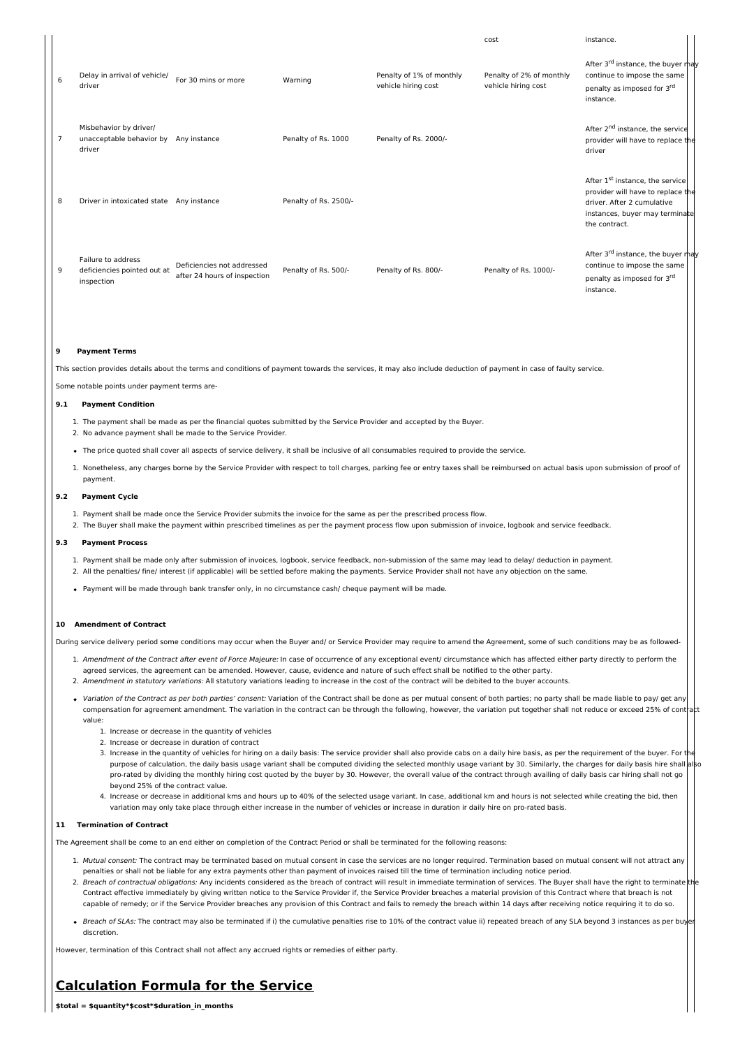| | | | | | cost | instance. |
|---|---|---|---|---|---|---|
| 6 | Delay in arrival of vehicle/ driver | For 30 mins or more | Warning | Penalty of 1% of monthly vehicle hiring cost | Penalty of 2% of monthly vehicle hiring cost | After 3rd instance, the buyer may continue to impose the same penalty as imposed for 3rd instance. |
| 7 | Misbehavior by driver/ unacceptable behavior by driver | Any instance | Penalty of Rs. 1000 | Penalty of Rs. 2000/- | | After 2nd instance, the service provider will have to replace the driver |
| 8 | Driver in intoxicated state | Any instance | Penalty of Rs. 2500/- | | | After 1st instance, the service provider will have to replace the driver. After 2 cumulative instances, buyer may terminate the contract. |
| 9 | Failure to address deficiencies pointed out at inspection | Deficiencies not addressed after 24 hours of inspection | Penalty of Rs. 500/- | Penalty of Rs. 800/- | Penalty of Rs. 1000/- | After 3rd instance, the buyer may continue to impose the same penalty as imposed for 3rd instance. |

### 9 Payment Terms

This section provides details about the terms and conditions of payment towards the services, it may also include deduction of payment in case of faulty service.

Some notable points under payment terms are-

#### 9.1 Payment Condition

1. The payment shall be made as per the financial quotes submitted by the Service Provider and accepted by the Buyer.
2. No advance payment shall be made to the Service Provider.

- The price quoted shall cover all aspects of service delivery, it shall be inclusive of all consumables required to provide the service.

1. Nonetheless, any charges borne by the Service Provider with respect to toll charges, parking fee or entry taxes shall be reimbursed on actual basis upon submission of proof of payment.

#### 9.2 Payment Cycle

1. Payment shall be made once the Service Provider submits the invoice for the same as per the prescribed process flow.
2. The Buyer shall make the payment within prescribed timelines as per the payment process flow upon submission of invoice, logbook and service feedback.

#### 9.3 Payment Process

1. Payment shall be made only after submission of invoices, logbook, service feedback, non-submission of the same may lead to delay/ deduction in payment.
2. All the penalties/ fine/ interest (if applicable) will be settled before making the payments. Service Provider shall not have any objection on the same.

- Payment will be made through bank transfer only, in no circumstance cash/ cheque payment will be made.

### 10 Amendment of Contract

During service delivery period some conditions may occur when the Buyer and/ or Service Provider may require to amend the Agreement, some of such conditions may be as followed-

1. *Amendment of the Contract after event of Force Majeure:* In case of occurrence of any exceptional event/ circumstance which has affected either party directly to perform the agreed services, the agreement can be amended. However, cause, evidence and nature of such effect shall be notified to the other party.
2. *Amendment in statutory variations:* All statutory variations leading to increase in the cost of the contract will be debited to the buyer accounts.

- *Variation of the Contract as per both parties' consent:* Variation of the Contract shall be done as per mutual consent of both parties; no party shall be made liable to pay/ get any compensation for agreement amendment. The variation in the contract can be through the following, however, the variation put together shall not reduce or exceed 25% of contract value:
    1. Increase or decrease in the quantity of vehicles
    2. Increase or decrease in duration of contract
    3. Increase in the quantity of vehicles for hiring on a daily basis: The service provider shall also provide cabs on a daily hire basis, as per the requirement of the buyer. For the purpose of calculation, the daily basis usage variant shall be computed dividing the selected monthly usage variant by 30. Similarly, the charges for daily basis hire shall also pro-rated by dividing the monthly hiring cost quoted by the buyer by 30. However, the overall value of the contract through availing of daily basis car hiring shall not go beyond 25% of the contract value.
    4. Increase or decrease in additional kms and hours up to 40% of the selected usage variant. In case, additional km and hours is not selected while creating the bid, then variation may only take place through either increase in the number of vehicles or increase in duration ir daily hire on pro-rated basis.

### 11 Termination of Contract

The Agreement shall be come to an end either on completion of the Contract Period or shall be terminated for the following reasons:

1. *Mutual consent:* The contract may be terminated based on mutual consent in case the services are no longer required. Termination based on mutual consent will not attract any penalties or shall not be liable for any extra payments other than payment of invoices raised till the time of termination including notice period.
2. *Breach of contractual obligations:* Any incidents considered as the breach of contract will result in immediate termination of services. The Buyer shall have the right to terminate the Contract effective immediately by giving written notice to the Service Provider if, the Service Provider breaches a material provision of this Contract where that breach is not capable of remedy; or if the Service Provider breaches any provision of this Contract and fails to remedy the breach within 14 days after receiving notice requiring it to do so.

- *Breach of SLAs:* The contract may also be terminated if i) the cumulative penalties rise to 10% of the contract value ii) repeated breach of any SLA beyond 3 instances as per buyer discretion.

However, termination of this Contract shall not affect any accrued rights or remedies of either party.

## Calculation Formula for the Service

**$total = $quantity*$cost*$duration_in_months**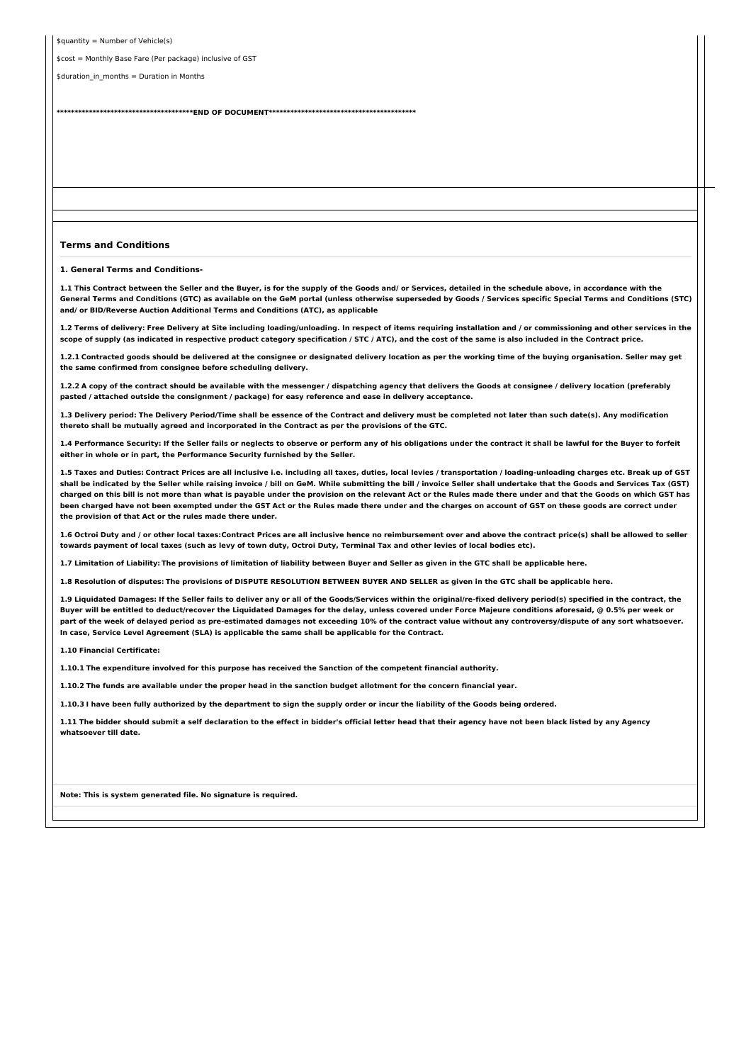$quantity = Number of Vehicle(s)

$cost = Monthly Base Fare (Per package) inclusive of GST

$duration_in_months = Duration in Months

****************************************END OF DOCUMENT********************************************

## Terms and Conditions

**1. General Terms and Conditions-**

**1.1 This Contract between the Seller and the Buyer, is for the supply of the Goods and/ or Services, detailed in the schedule above, in accordance with the General Terms and Conditions (GTC) as available on the GeM portal (unless otherwise superseded by Goods / Services specific Special Terms and Conditions (STC) and/ or BID/Reverse Auction Additional Terms and Conditions (ATC), as applicable**

**1.2 Terms of delivery: Free Delivery at Site including loading/unloading. In respect of items requiring installation and / or commissioning and other services in the scope of supply (as indicated in respective product category specification / STC / ATC), and the cost of the same is also included in the Contract price.**

**1.2.1 Contracted goods should be delivered at the consignee or designated delivery location as per the working time of the buying organisation. Seller may get the same confirmed from consignee before scheduling delivery.**

**1.2.2 A copy of the contract should be available with the messenger / dispatching agency that delivers the Goods at consignee / delivery location (preferably pasted / attached outside the consignment / package) for easy reference and ease in delivery acceptance.**

**1.3 Delivery period: The Delivery Period/Time shall be essence of the Contract and delivery must be completed not later than such date(s). Any modification thereto shall be mutually agreed and incorporated in the Contract as per the provisions of the GTC.**

**1.4 Performance Security: If the Seller fails or neglects to observe or perform any of his obligations under the contract it shall be lawful for the Buyer to forfeit either in whole or in part, the Performance Security furnished by the Seller.**

**1.5 Taxes and Duties: Contract Prices are all inclusive i.e. including all taxes, duties, local levies / transportation / loading-unloading charges etc. Break up of GST shall be indicated by the Seller while raising invoice / bill on GeM. While submitting the bill / invoice Seller shall undertake that the Goods and Services Tax (GST) charged on this bill is not more than what is payable under the provision on the relevant Act or the Rules made there under and that the Goods on which GST has been charged have not been exempted under the GST Act or the Rules made there under and the charges on account of GST on these goods are correct under the provision of that Act or the rules made there under.**

**1.6 Octroi Duty and / or other local taxes:Contract Prices are all inclusive hence no reimbursement over and above the contract price(s) shall be allowed to seller towards payment of local taxes (such as levy of town duty, Octroi Duty, Terminal Tax and other levies of local bodies etc).**

**1.7 Limitation of Liability: The provisions of limitation of liability between Buyer and Seller as given in the GTC shall be applicable here.**

**1.8 Resolution of disputes: The provisions of DISPUTE RESOLUTION BETWEEN BUYER AND SELLER as given in the GTC shall be applicable here.**

**1.9 Liquidated Damages: If the Seller fails to deliver any or all of the Goods/Services within the original/re-fixed delivery period(s) specified in the contract, the Buyer will be entitled to deduct/recover the Liquidated Damages for the delay, unless covered under Force Majeure conditions aforesaid, @ 0.5% per week or part of the week of delayed period as pre-estimated damages not exceeding 10% of the contract value without any controversy/dispute of any sort whatsoever. In case, Service Level Agreement (SLA) is applicable the same shall be applicable for the Contract.**

**1.10 Financial Certificate:**

**1.10.1 The expenditure involved for this purpose has received the Sanction of the competent financial authority.**

**1.10.2 The funds are available under the proper head in the sanction budget allotment for the concern financial year.**

**1.10.3 I have been fully authorized by the department to sign the supply order or incur the liability of the Goods being ordered.**

**1.11 The bidder should submit a self declaration to the effect in bidder's official letter head that their agency have not been black listed by any Agency whatsoever till date.**

**Note: This is system generated file. No signature is required.**